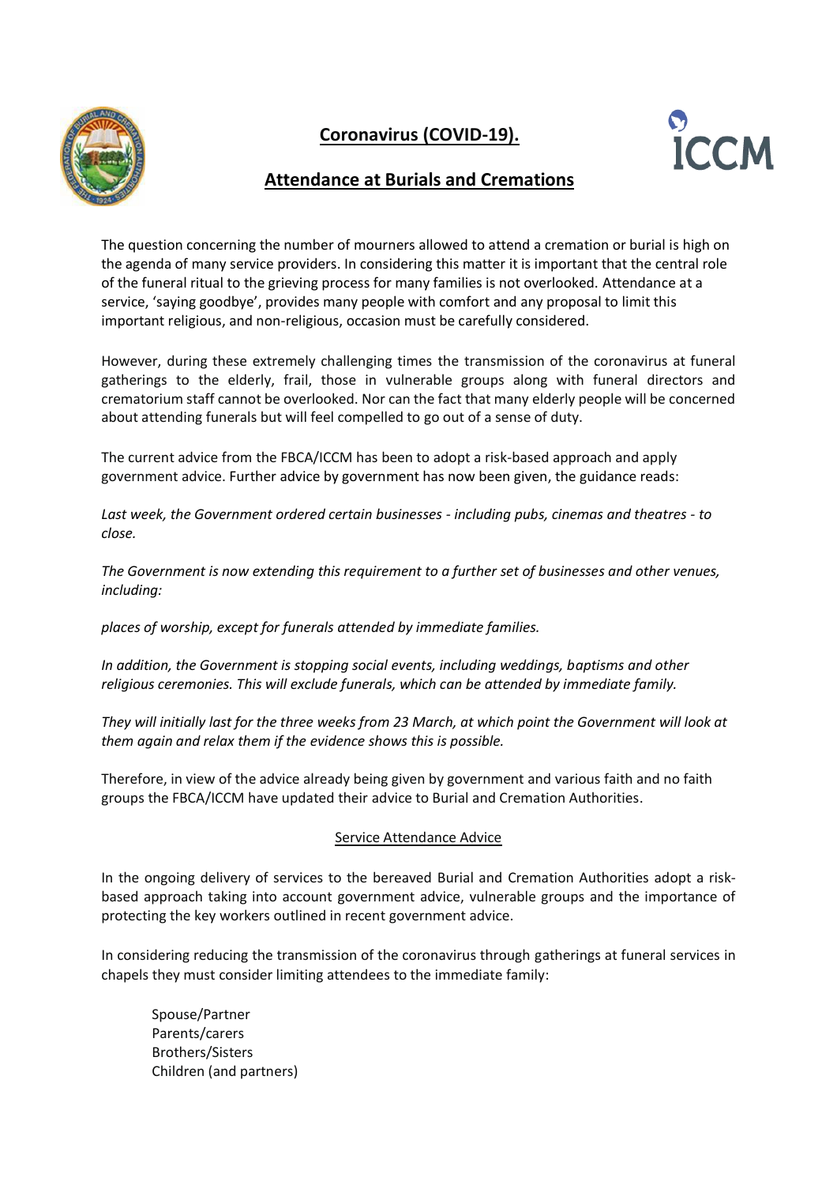# **Coronavirus (COVID-19).**

## **Attendance at Burials and Cremations**

The question concerning the number of mourners allowed to attend a cremation or burial is high on the agenda of many service providers. In considering this matter it is important that the central role of the funeral ritual to the grieving process for many families is not overlooked. Attendance at a service, 'saying goodbye', provides many people with comfort and any proposal to limit this important religious, and non-religious, occasion must be carefully considered.

However, during these extremely challenging times the transmission of the coronavirus at funeral gatherings to the elderly, frail, those in vulnerable groups along with funeral directors and crematorium staff cannot be overlooked. Nor can the fact that many elderly people will be concerned about attending funerals but will feel compelled to go out of a sense of duty.

The current advice from the FBCA/ICCM has been to adopt a risk-based approach and apply government advice. Further advice by government has now been given, the guidance reads:

*Last week, the Government ordered certain businesses - including pubs, cinemas and theatres - to close.*

*The Government is now extending this requirement to a further set of businesses and other venues, including:*

*places of worship, except for funerals attended by immediate families.*

*In addition, the Government is stopping social events, including weddings, baptisms and other religious ceremonies. This will exclude funerals, which can be attended by immediate family.*

*They will initially last for the three weeks from 23 March, at which point the Government will look at them again and relax them if the evidence shows this is possible.*

Therefore, in view of the advice already being given by government and various faith and no faith groups the FBCA/ICCM have updated their advice to Burial and Cremation Authorities.

### Service Attendance Advice

In the ongoing delivery of services to the bereaved Burial and Cremation Authorities adopt a risk-based approach taking into account government advice, vulnerable groups and the importance of protecting the key workers outlined in recent government advice.

In considering reducing the transmission of the coronavirus through gatherings at funeral services in chapels they must consider limiting attendees to the immediate family:

- Spouse/Partner
- Parents/carers
- Brothers/Sisters
- Children (and partners)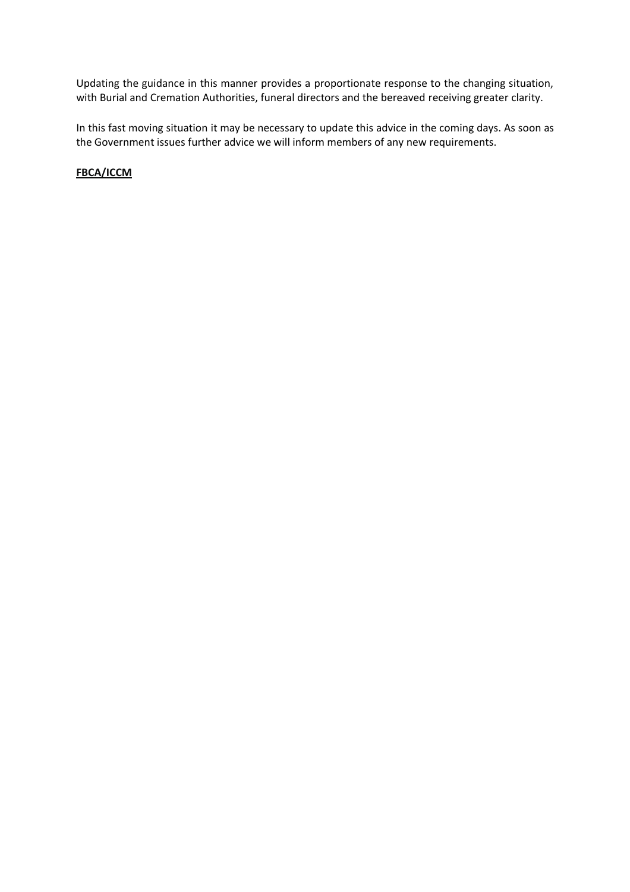Updating the guidance in this manner provides a proportionate response to the changing situation, with Burial and Cremation Authorities, funeral directors and the bereaved receiving greater clarity.

In this fast moving situation it may be necessary to update this advice in the coming days. As soon as the Government issues further advice we will inform members of any new requirements.

**FBCA/ICCM**